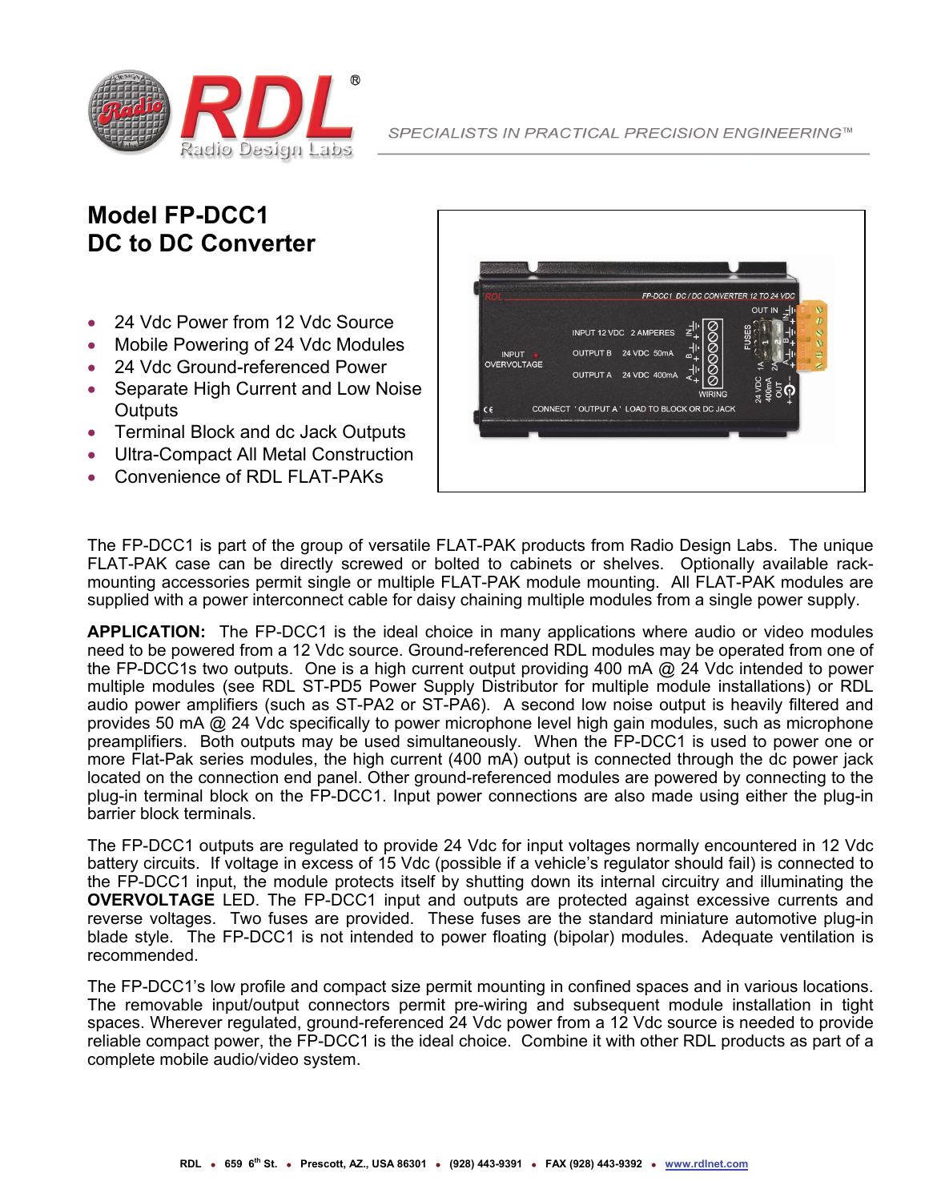# Model FP-DCC1
# DC to DC Converter

- 24 Vdc Power from 12 Vdc Source
- Mobile Powering of 24 Vdc Modules
- 24 Vdc Ground-referenced Power
- Separate High Current and Low Noise Outputs
- Terminal Block and dc Jack Outputs
- Ultra-Compact All Metal Construction
- Convenience of RDL FLAT-PAKs

The FP-DCC1 is part of the group of versatile FLAT-PAK products from Radio Design Labs. The unique FLAT-PAK case can be directly screwed or bolted to cabinets or shelves. Optionally available rack-mounting accessories permit single or multiple FLAT-PAK module mounting. All FLAT-PAK modules are supplied with a power interconnect cable for daisy chaining multiple modules from a single power supply.

**APPLICATION:** The FP-DCC1 is the ideal choice in many applications where audio or video modules need to be powered from a 12 Vdc source. Ground-referenced RDL modules may be operated from one of the FP-DCC1s two outputs. One is a high current output providing 400 mA @ 24 Vdc intended to power multiple modules (see RDL ST-PD5 Power Supply Distributor for multiple module installations) or RDL audio power amplifiers (such as ST-PA2 or ST-PA6). A second low noise output is heavily filtered and provides 50 mA @ 24 Vdc specifically to power microphone level high gain modules, such as microphone preamplifiers. Both outputs may be used simultaneously. When the FP-DCC1 is used to power one or more Flat-Pak series modules, the high current (400 mA) output is connected through the dc power jack located on the connection end panel. Other ground-referenced modules are powered by connecting to the plug-in terminal block on the FP-DCC1. Input power connections are also made using either the plug-in barrier block terminals.

The FP-DCC1 outputs are regulated to provide 24 Vdc for input voltages normally encountered in 12 Vdc battery circuits. If voltage in excess of 15 Vdc (possible if a vehicle's regulator should fail) is connected to the FP-DCC1 input, the module protects itself by shutting down its internal circuitry and illuminating the **OVERVOLTAGE** LED. The FP-DCC1 input and outputs are protected against excessive currents and reverse voltages. Two fuses are provided. These fuses are the standard miniature automotive plug-in blade style. The FP-DCC1 is not intended to power floating (bipolar) modules. Adequate ventilation is recommended.

The FP-DCC1's low profile and compact size permit mounting in confined spaces and in various locations. The removable input/output connectors permit pre-wiring and subsequent module installation in tight spaces. Wherever regulated, ground-referenced 24 Vdc power from a 12 Vdc source is needed to provide reliable compact power, the FP-DCC1 is the ideal choice. Combine it with other RDL products as part of a complete mobile audio/video system.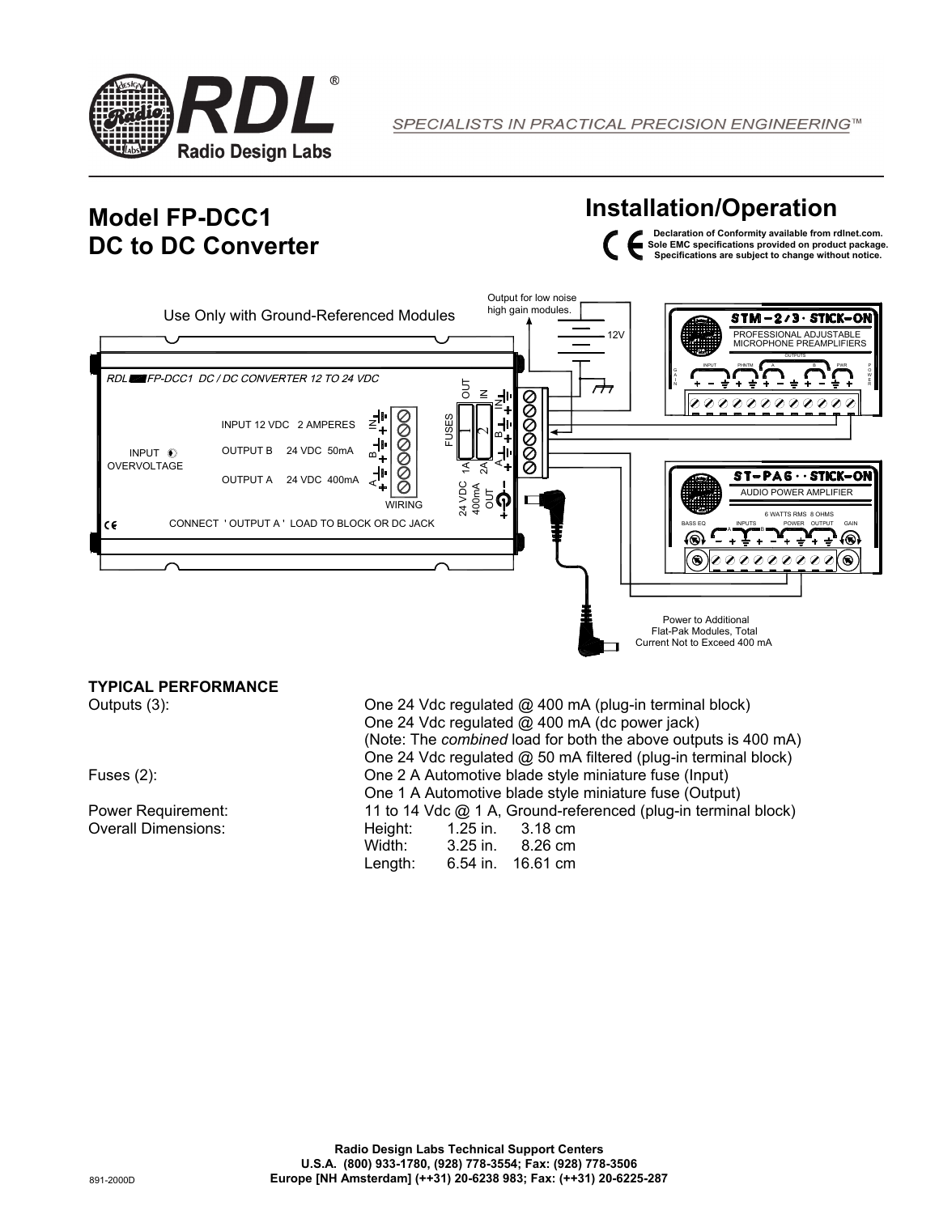# Model FP-DCC1 DC to DC Converter

# Installation/Operation

**Declaration of Conformity available from rdlnet.com. Sole EMC specifications provided on product package. Specifications are subject to change without notice.**

Use Only with Ground-Referenced Modules

Output for low noise high gain modules.

12V

RDL FP-DCC1 DC / DC CONVERTER 12 TO 24 VDC

INPUT 12 VDC 2 AMPERES

OUTPUT B 24 VDC 50mA

OUTPUT A 24 VDC 400mA

INPUT OVERVOLTAGE

WIRING

FUSES

24 VDC 400mA OUT

CONNECT ' OUTPUT A ' LOAD TO BLOCK OR DC JACK

STM-2/3 · STICK-ON

PROFESSIONAL ADJUSTABLE MICROPHONE PREAMPLIFIERS

ST-PA6 · · STICK-ON

AUDIO POWER AMPLIFIER

6 WATTS RMS 8 OHMS

Power to Additional Flat-Pak Modules, Total Current Not to Exceed 400 mA

### TYPICAL PERFORMANCE

| | |
|---|---|
| Outputs (3): | One 24 Vdc regulated @ 400 mA (plug-in terminal block) |
| | One 24 Vdc regulated @ 400 mA (dc power jack) |
| | (Note: The *combined* load for both the above outputs is 400 mA) |
| | One 24 Vdc regulated @ 50 mA filtered (plug-in terminal block) |
| Fuses (2): | One 2 A Automotive blade style miniature fuse (Input) |
| | One 1 A Automotive blade style miniature fuse (Output) |
| Power Requirement: | 11 to 14 Vdc @ 1 A, Ground-referenced (plug-in terminal block) |
| Overall Dimensions: | Height: 1.25 in. 3.18 cm |
| | Width: 3.25 in. 8.26 cm |
| | Length: 6.54 in. 16.61 cm |

**Radio Design Labs Technical Support Centers**
**U.S.A. (800) 933-1780, (928) 778-3554; Fax: (928) 778-3506**
**Europe [NH Amsterdam] (++31) 20-6238 983; Fax: (++31) 20-6225-287**

891-2000D